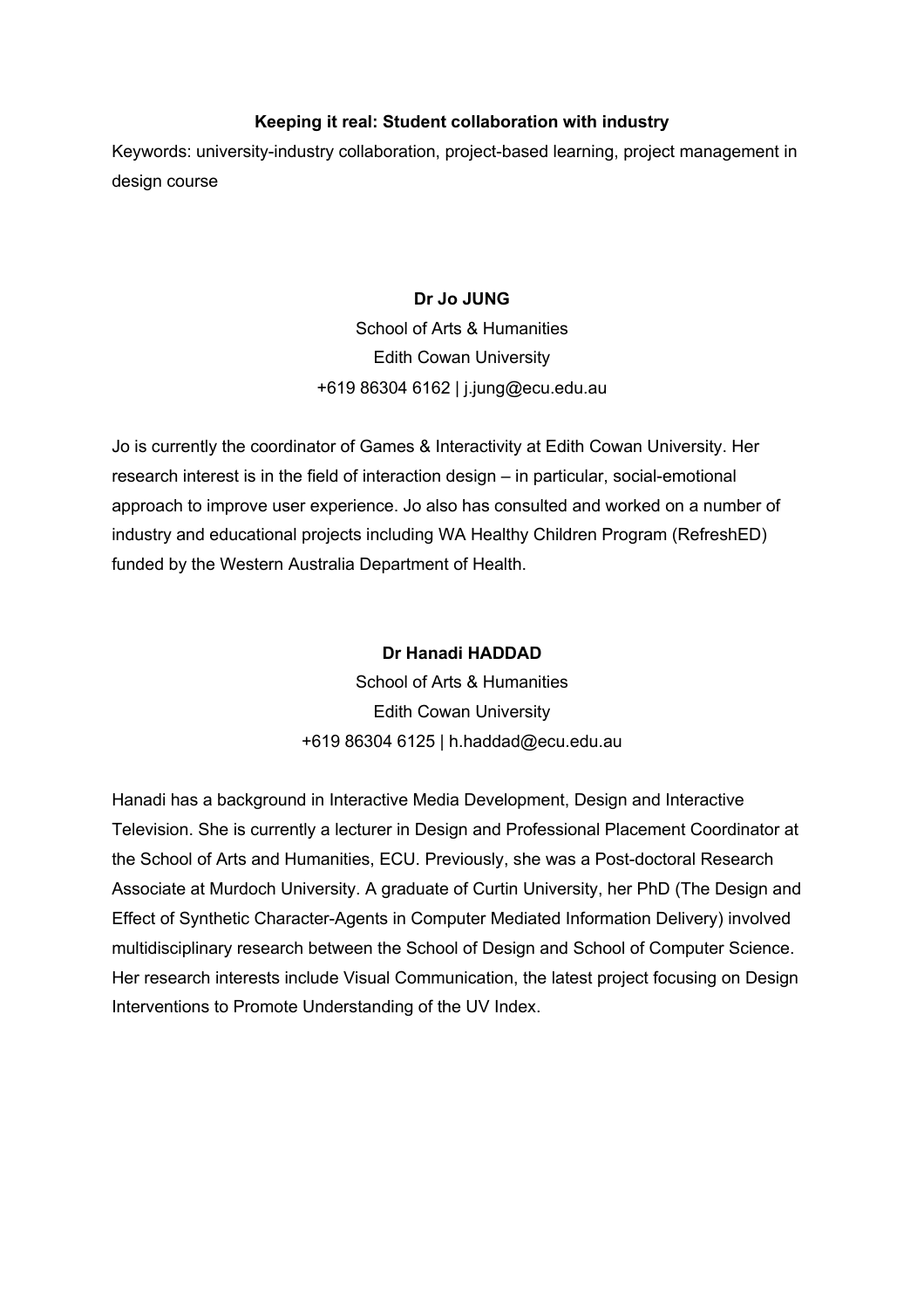**Keeping it real: Student collaboration with industry**

Keywords: university-industry collaboration, project-based learning, project management in design course

**Dr Jo JUNG**

School of Arts & Humanities
Edith Cowan University
+619 86304 6162 | j.jung@ecu.edu.au

Jo is currently the coordinator of Games & Interactivity at Edith Cowan University. Her research interest is in the field of interaction design – in particular, social-emotional approach to improve user experience. Jo also has consulted and worked on a number of industry and educational projects including WA Healthy Children Program (RefreshED) funded by the Western Australia Department of Health.

**Dr Hanadi HADDAD**

School of Arts & Humanities
Edith Cowan University
+619 86304 6125 | h.haddad@ecu.edu.au

Hanadi has a background in Interactive Media Development, Design and Interactive Television. She is currently a lecturer in Design and Professional Placement Coordinator at the School of Arts and Humanities, ECU. Previously, she was a Post-doctoral Research Associate at Murdoch University. A graduate of Curtin University, her PhD (The Design and Effect of Synthetic Character-Agents in Computer Mediated Information Delivery) involved multidisciplinary research between the School of Design and School of Computer Science. Her research interests include Visual Communication, the latest project focusing on Design Interventions to Promote Understanding of the UV Index.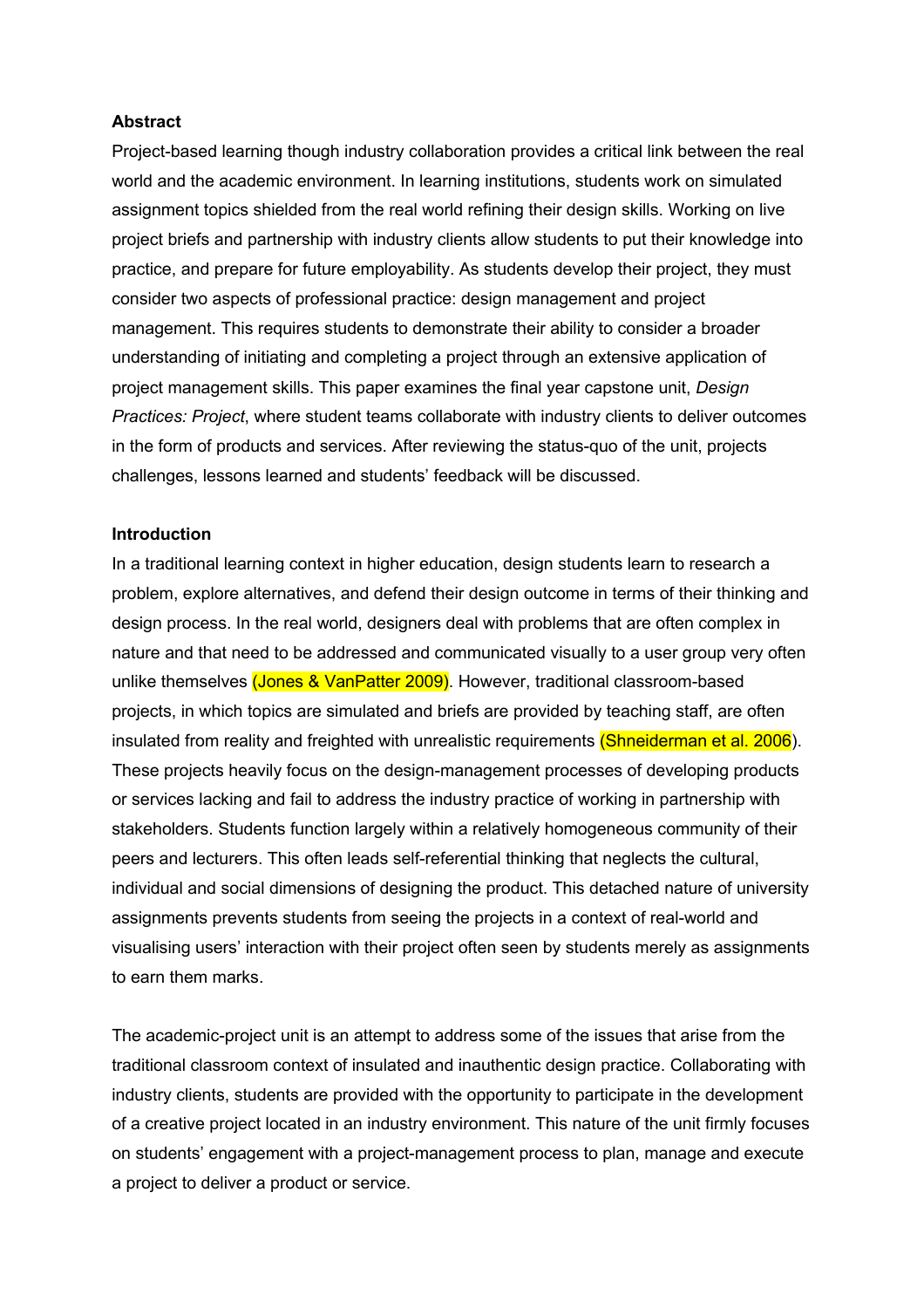**Abstract**

Project-based learning though industry collaboration provides a critical link between the real world and the academic environment. In learning institutions, students work on simulated assignment topics shielded from the real world refining their design skills. Working on live project briefs and partnership with industry clients allow students to put their knowledge into practice, and prepare for future employability. As students develop their project, they must consider two aspects of professional practice: design management and project management. This requires students to demonstrate their ability to consider a broader understanding of initiating and completing a project through an extensive application of project management skills. This paper examines the final year capstone unit, *Design Practices: Project*, where student teams collaborate with industry clients to deliver outcomes in the form of products and services. After reviewing the status-quo of the unit, projects challenges, lessons learned and students' feedback will be discussed.

**Introduction**

In a traditional learning context in higher education, design students learn to research a problem, explore alternatives, and defend their design outcome in terms of their thinking and design process. In the real world, designers deal with problems that are often complex in nature and that need to be addressed and communicated visually to a user group very often unlike themselves (Jones & VanPatter 2009). However, traditional classroom-based projects, in which topics are simulated and briefs are provided by teaching staff, are often insulated from reality and freighted with unrealistic requirements (Shneiderman et al. 2006). These projects heavily focus on the design-management processes of developing products or services lacking and fail to address the industry practice of working in partnership with stakeholders. Students function largely within a relatively homogeneous community of their peers and lecturers. This often leads self-referential thinking that neglects the cultural, individual and social dimensions of designing the product. This detached nature of university assignments prevents students from seeing the projects in a context of real-world and visualising users' interaction with their project often seen by students merely as assignments to earn them marks.

The academic-project unit is an attempt to address some of the issues that arise from the traditional classroom context of insulated and inauthentic design practice. Collaborating with industry clients, students are provided with the opportunity to participate in the development of a creative project located in an industry environment. This nature of the unit firmly focuses on students' engagement with a project-management process to plan, manage and execute a project to deliver a product or service.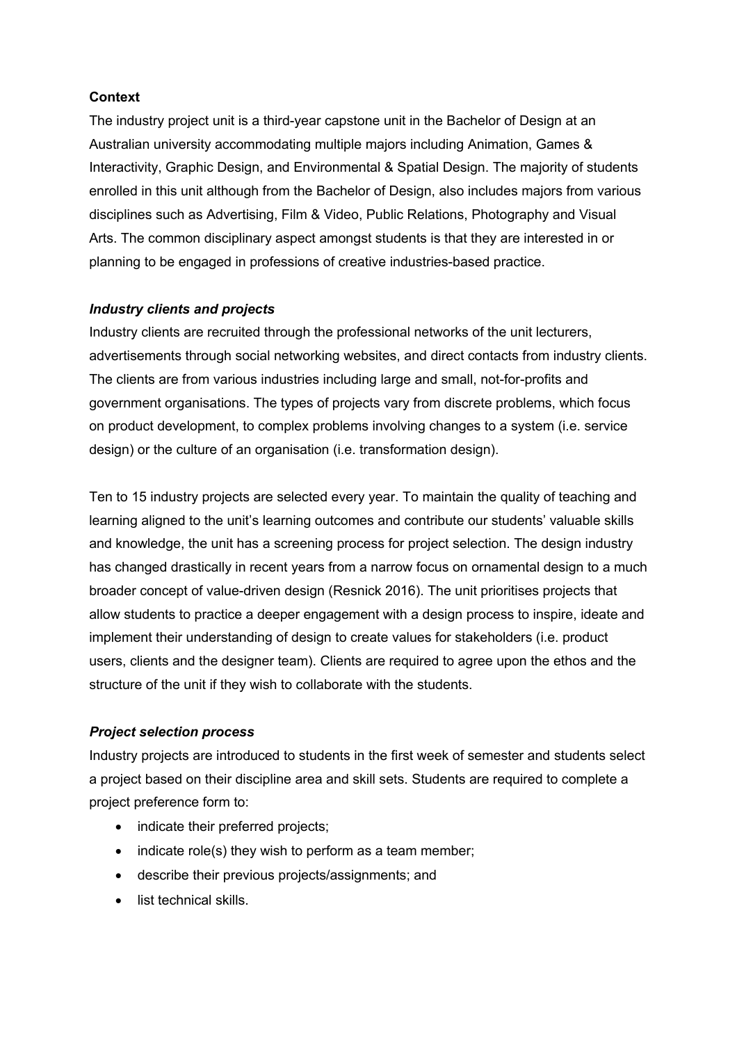**Context**

The industry project unit is a third-year capstone unit in the Bachelor of Design at an Australian university accommodating multiple majors including Animation, Games & Interactivity, Graphic Design, and Environmental & Spatial Design. The majority of students enrolled in this unit although from the Bachelor of Design, also includes majors from various disciplines such as Advertising, Film & Video, Public Relations, Photography and Visual Arts. The common disciplinary aspect amongst students is that they are interested in or planning to be engaged in professions of creative industries-based practice.

***Industry clients and projects***

Industry clients are recruited through the professional networks of the unit lecturers, advertisements through social networking websites, and direct contacts from industry clients. The clients are from various industries including large and small, not-for-profits and government organisations. The types of projects vary from discrete problems, which focus on product development, to complex problems involving changes to a system (i.e. service design) or the culture of an organisation (i.e. transformation design).

Ten to 15 industry projects are selected every year. To maintain the quality of teaching and learning aligned to the unit's learning outcomes and contribute our students' valuable skills and knowledge, the unit has a screening process for project selection. The design industry has changed drastically in recent years from a narrow focus on ornamental design to a much broader concept of value-driven design (Resnick 2016). The unit prioritises projects that allow students to practice a deeper engagement with a design process to inspire, ideate and implement their understanding of design to create values for stakeholders (i.e. product users, clients and the designer team). Clients are required to agree upon the ethos and the structure of the unit if they wish to collaborate with the students.

***Project selection process***

Industry projects are introduced to students in the first week of semester and students select a project based on their discipline area and skill sets. Students are required to complete a project preference form to:

- indicate their preferred projects;
- indicate role(s) they wish to perform as a team member;
- describe their previous projects/assignments; and
- list technical skills.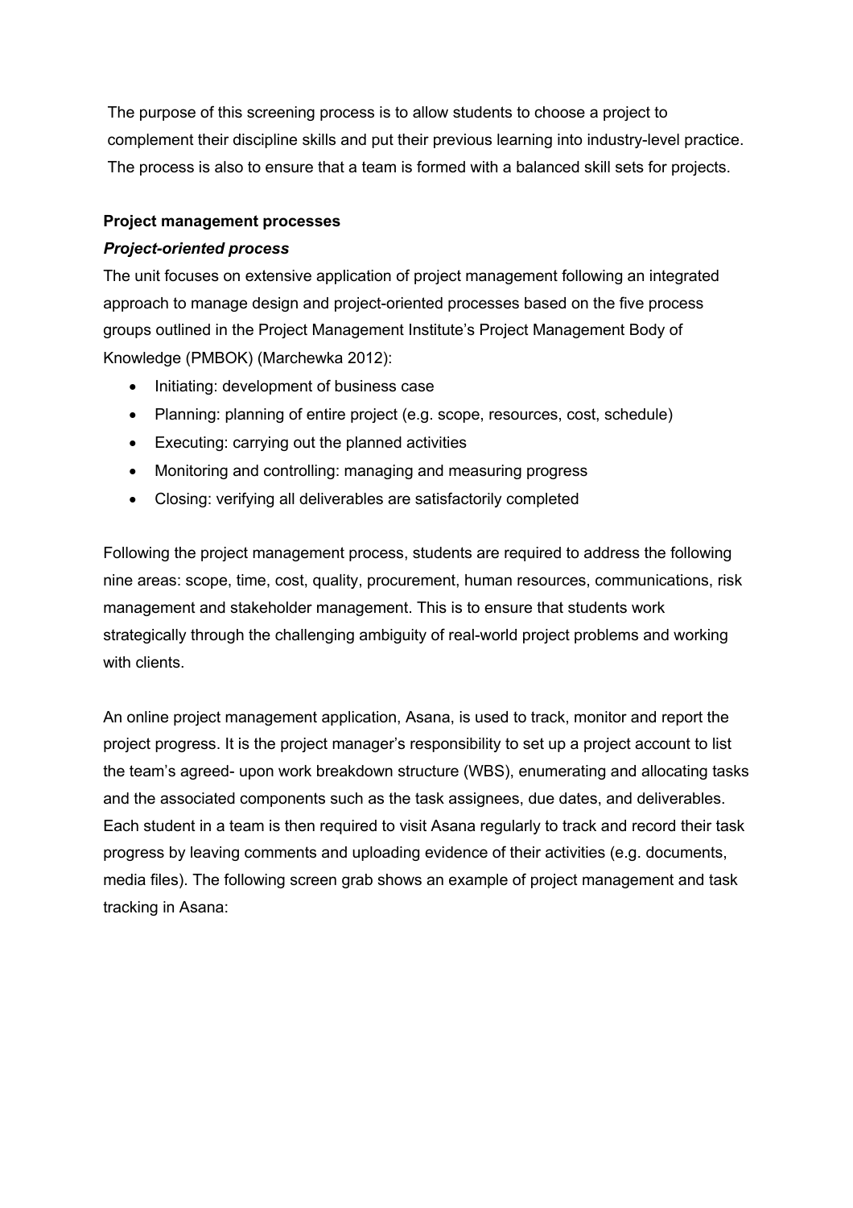The purpose of this screening process is to allow students to choose a project to complement their discipline skills and put their previous learning into industry-level practice. The process is also to ensure that a team is formed with a balanced skill sets for projects.

**Project management processes**

***Project-oriented process***

The unit focuses on extensive application of project management following an integrated approach to manage design and project-oriented processes based on the five process groups outlined in the Project Management Institute's Project Management Body of Knowledge (PMBOK) (Marchewka 2012):

- Initiating: development of business case
- Planning: planning of entire project (e.g. scope, resources, cost, schedule)
- Executing: carrying out the planned activities
- Monitoring and controlling: managing and measuring progress
- Closing: verifying all deliverables are satisfactorily completed

Following the project management process, students are required to address the following nine areas: scope, time, cost, quality, procurement, human resources, communications, risk management and stakeholder management. This is to ensure that students work strategically through the challenging ambiguity of real-world project problems and working with clients.

An online project management application, Asana, is used to track, monitor and report the project progress. It is the project manager's responsibility to set up a project account to list the team's agreed- upon work breakdown structure (WBS), enumerating and allocating tasks and the associated components such as the task assignees, due dates, and deliverables. Each student in a team is then required to visit Asana regularly to track and record their task progress by leaving comments and uploading evidence of their activities (e.g. documents, media files). The following screen grab shows an example of project management and task tracking in Asana: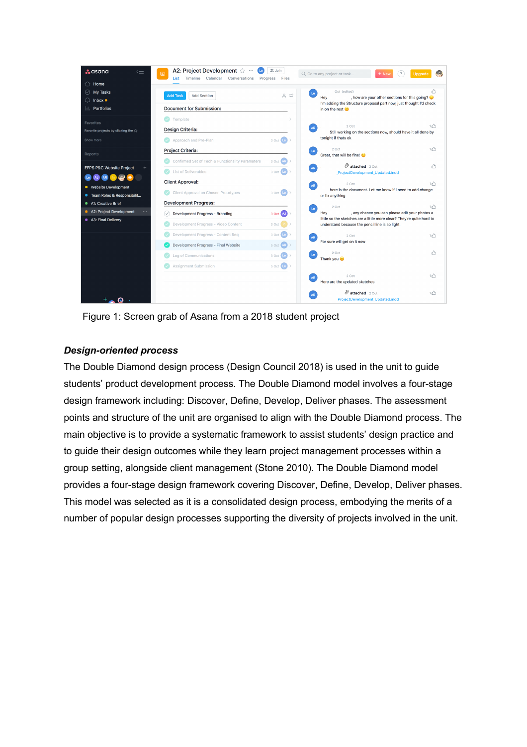Figure 1: Screen grab of Asana from a 2018 student project

***Design-oriented process***

The Double Diamond design process (Design Council 2018) is used in the unit to guide students' product development process. The Double Diamond model involves a four-stage design framework including: Discover, Define, Develop, Deliver phases. The assessment points and structure of the unit are organised to align with the Double Diamond process. The main objective is to provide a systematic framework to assist students' design practice and to guide their design outcomes while they learn project management processes within a group setting, alongside client management (Stone 2010). The Double Diamond model provides a four-stage design framework covering Discover, Define, Develop, Deliver phases. This model was selected as it is a consolidated design process, embodying the merits of a number of popular design processes supporting the diversity of projects involved in the unit.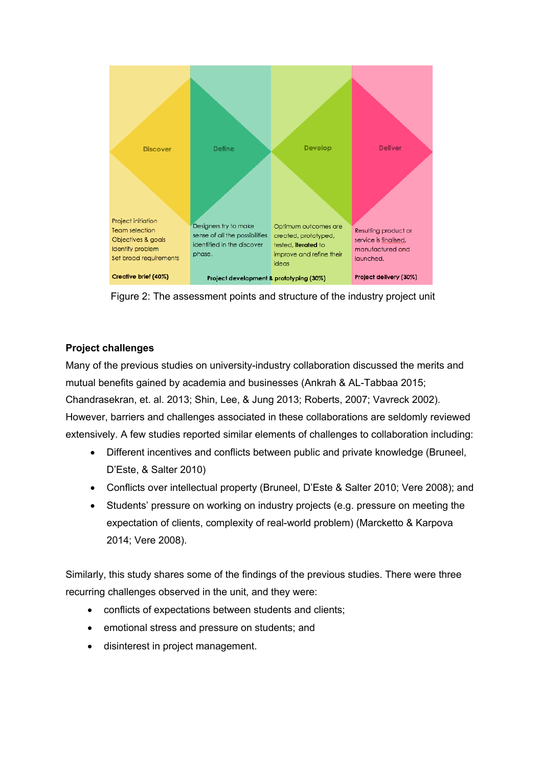Discover

Define

Develop

Deliver

Project initiation
Team selection
Objectives & goals
Identify problem
Set broad requirements

Designers try to make sense of all the possibilities identified in the discover phase.

Optimum outcomes are created, prototyped, tested, **iterated** to improve and refine their ideas

Resulting product or service is finalised, manufactured and launched.

**Creative brief (40%)**

**Project development & prototyping (30%)**

**Project delivery (30%)**

Figure 2: The assessment points and structure of the industry project unit

**Project challenges**

Many of the previous studies on university-industry collaboration discussed the merits and mutual benefits gained by academia and businesses (Ankrah & AL-Tabbaa 2015; Chandrasekran, et. al. 2013; Shin, Lee, & Jung 2013; Roberts, 2007; Vavreck 2002). However, barriers and challenges associated in these collaborations are seldomly reviewed extensively. A few studies reported similar elements of challenges to collaboration including:

- Different incentives and conflicts between public and private knowledge (Bruneel, D'Este, & Salter 2010)
- Conflicts over intellectual property (Bruneel, D'Este & Salter 2010; Vere 2008); and
- Students' pressure on working on industry projects (e.g. pressure on meeting the expectation of clients, complexity of real-world problem) (Marcketto & Karpova 2014; Vere 2008).

Similarly, this study shares some of the findings of the previous studies. There were three recurring challenges observed in the unit, and they were:

- conflicts of expectations between students and clients;
- emotional stress and pressure on students; and
- disinterest in project management.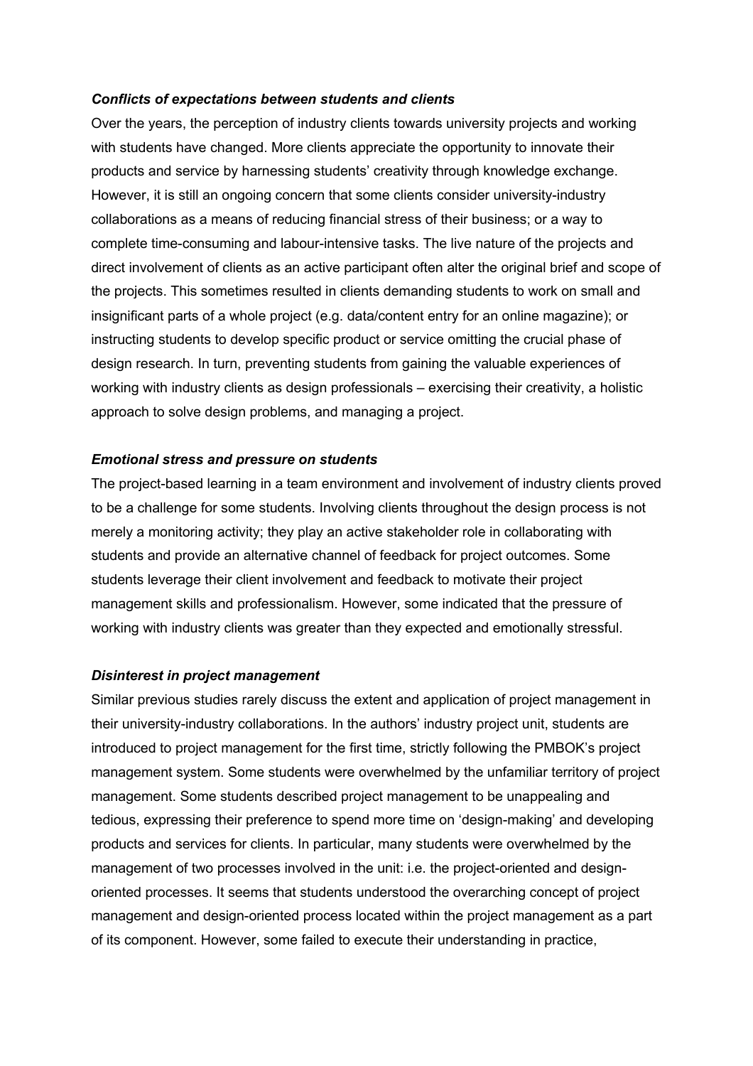***Conflicts of expectations between students and clients***

Over the years, the perception of industry clients towards university projects and working with students have changed. More clients appreciate the opportunity to innovate their products and service by harnessing students' creativity through knowledge exchange. However, it is still an ongoing concern that some clients consider university-industry collaborations as a means of reducing financial stress of their business; or a way to complete time-consuming and labour-intensive tasks. The live nature of the projects and direct involvement of clients as an active participant often alter the original brief and scope of the projects. This sometimes resulted in clients demanding students to work on small and insignificant parts of a whole project (e.g. data/content entry for an online magazine); or instructing students to develop specific product or service omitting the crucial phase of design research. In turn, preventing students from gaining the valuable experiences of working with industry clients as design professionals – exercising their creativity, a holistic approach to solve design problems, and managing a project.

***Emotional stress and pressure on students***

The project-based learning in a team environment and involvement of industry clients proved to be a challenge for some students. Involving clients throughout the design process is not merely a monitoring activity; they play an active stakeholder role in collaborating with students and provide an alternative channel of feedback for project outcomes. Some students leverage their client involvement and feedback to motivate their project management skills and professionalism. However, some indicated that the pressure of working with industry clients was greater than they expected and emotionally stressful.

***Disinterest in project management***

Similar previous studies rarely discuss the extent and application of project management in their university-industry collaborations. In the authors' industry project unit, students are introduced to project management for the first time, strictly following the PMBOK's project management system. Some students were overwhelmed by the unfamiliar territory of project management. Some students described project management to be unappealing and tedious, expressing their preference to spend more time on 'design-making' and developing products and services for clients. In particular, many students were overwhelmed by the management of two processes involved in the unit: i.e. the project-oriented and design-oriented processes. It seems that students understood the overarching concept of project management and design-oriented process located within the project management as a part of its component. However, some failed to execute their understanding in practice,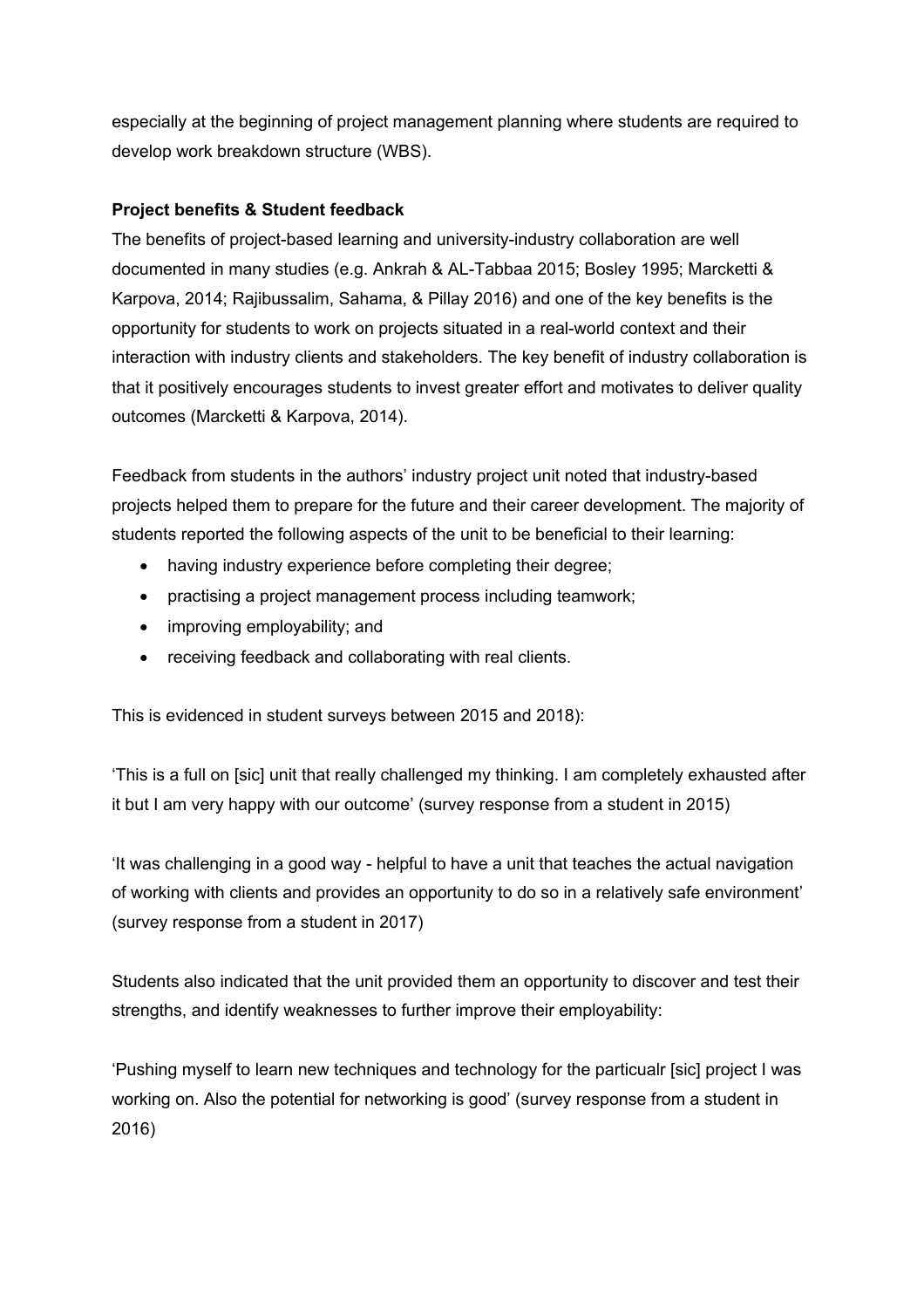especially at the beginning of project management planning where students are required to develop work breakdown structure (WBS).

**Project benefits & Student feedback**

The benefits of project-based learning and university-industry collaboration are well documented in many studies (e.g. Ankrah & AL-Tabbaa 2015; Bosley 1995; Marcketti & Karpova, 2014; Rajibussalim, Sahama, & Pillay 2016) and one of the key benefits is the opportunity for students to work on projects situated in a real-world context and their interaction with industry clients and stakeholders. The key benefit of industry collaboration is that it positively encourages students to invest greater effort and motivates to deliver quality outcomes (Marcketti & Karpova, 2014).

Feedback from students in the authors' industry project unit noted that industry-based projects helped them to prepare for the future and their career development. The majority of students reported the following aspects of the unit to be beneficial to their learning:

- having industry experience before completing their degree;
- practising a project management process including teamwork;
- improving employability; and
- receiving feedback and collaborating with real clients.

This is evidenced in student surveys between 2015 and 2018):

'This is a full on [sic] unit that really challenged my thinking. I am completely exhausted after it but I am very happy with our outcome' (survey response from a student in 2015)

'It was challenging in a good way - helpful to have a unit that teaches the actual navigation of working with clients and provides an opportunity to do so in a relatively safe environment' (survey response from a student in 2017)

Students also indicated that the unit provided them an opportunity to discover and test their strengths, and identify weaknesses to further improve their employability:

'Pushing myself to learn new techniques and technology for the particualr [sic] project I was working on. Also the potential for networking is good' (survey response from a student in 2016)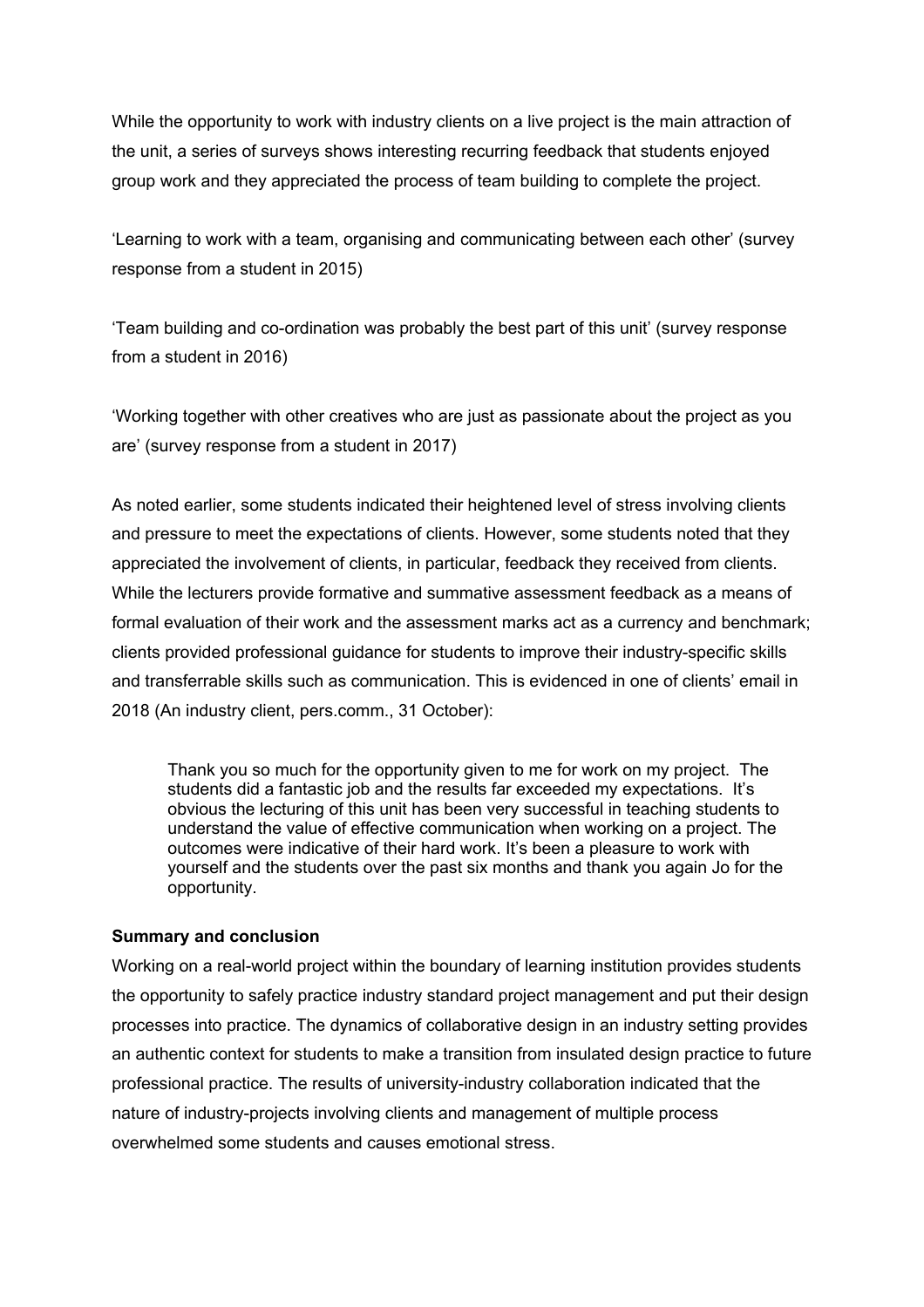While the opportunity to work with industry clients on a live project is the main attraction of the unit, a series of surveys shows interesting recurring feedback that students enjoyed group work and they appreciated the process of team building to complete the project.

'Learning to work with a team, organising and communicating between each other' (survey response from a student in 2015)

'Team building and co-ordination was probably the best part of this unit' (survey response from a student in 2016)

'Working together with other creatives who are just as passionate about the project as you are' (survey response from a student in 2017)

As noted earlier, some students indicated their heightened level of stress involving clients and pressure to meet the expectations of clients. However, some students noted that they appreciated the involvement of clients, in particular, feedback they received from clients. While the lecturers provide formative and summative assessment feedback as a means of formal evaluation of their work and the assessment marks act as a currency and benchmark; clients provided professional guidance for students to improve their industry-specific skills and transferrable skills such as communication. This is evidenced in one of clients' email in 2018 (An industry client, pers.comm., 31 October):

> Thank you so much for the opportunity given to me for work on my project. The students did a fantastic job and the results far exceeded my expectations. It's obvious the lecturing of this unit has been very successful in teaching students to understand the value of effective communication when working on a project. The outcomes were indicative of their hard work. It's been a pleasure to work with yourself and the students over the past six months and thank you again Jo for the opportunity.

**Summary and conclusion**

Working on a real-world project within the boundary of learning institution provides students the opportunity to safely practice industry standard project management and put their design processes into practice. The dynamics of collaborative design in an industry setting provides an authentic context for students to make a transition from insulated design practice to future professional practice. The results of university-industry collaboration indicated that the nature of industry-projects involving clients and management of multiple process overwhelmed some students and causes emotional stress.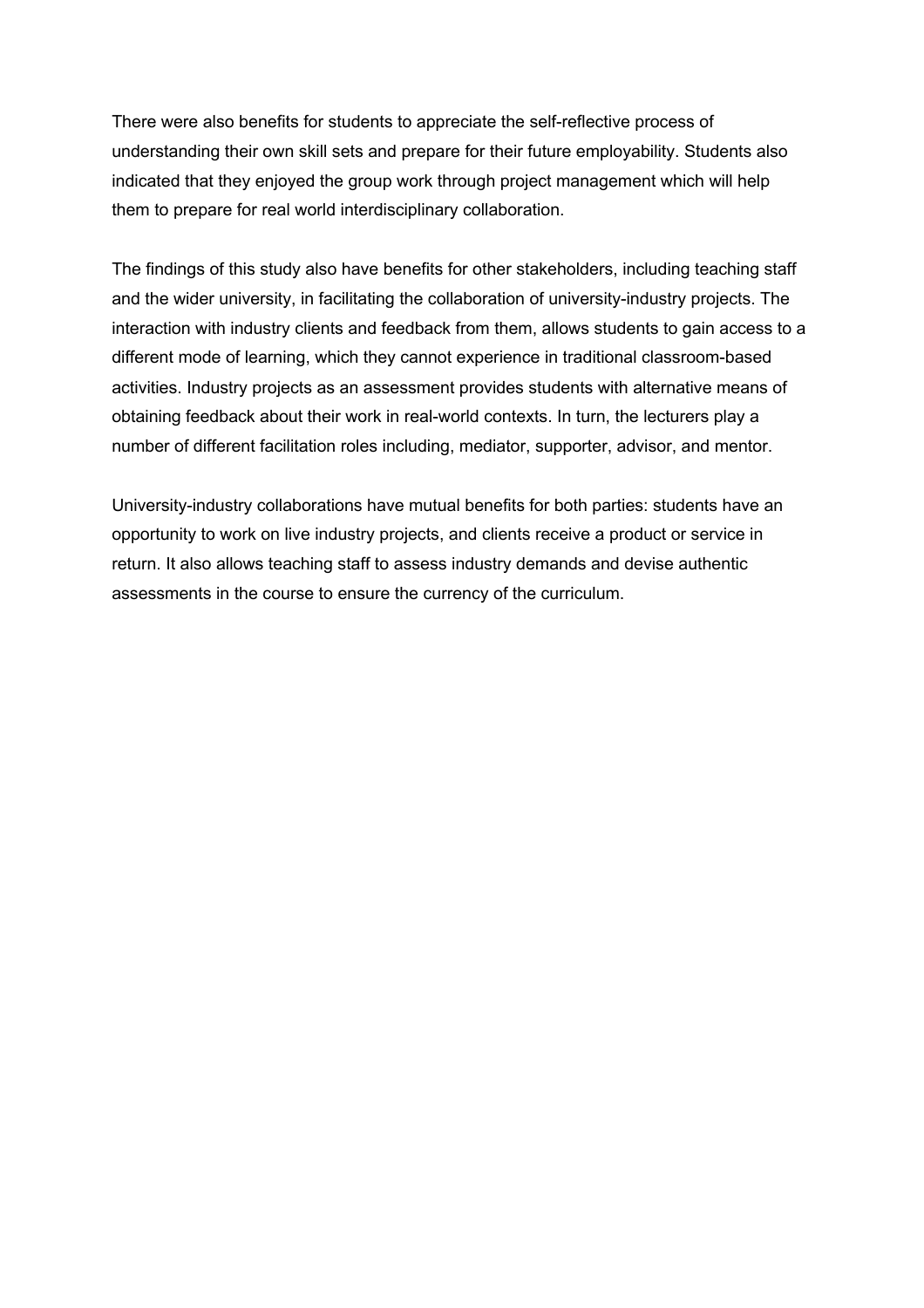There were also benefits for students to appreciate the self-reflective process of understanding their own skill sets and prepare for their future employability. Students also indicated that they enjoyed the group work through project management which will help them to prepare for real world interdisciplinary collaboration.

The findings of this study also have benefits for other stakeholders, including teaching staff and the wider university, in facilitating the collaboration of university-industry projects. The interaction with industry clients and feedback from them, allows students to gain access to a different mode of learning, which they cannot experience in traditional classroom-based activities. Industry projects as an assessment provides students with alternative means of obtaining feedback about their work in real-world contexts. In turn, the lecturers play a number of different facilitation roles including, mediator, supporter, advisor, and mentor.

University-industry collaborations have mutual benefits for both parties: students have an opportunity to work on live industry projects, and clients receive a product or service in return. It also allows teaching staff to assess industry demands and devise authentic assessments in the course to ensure the currency of the curriculum.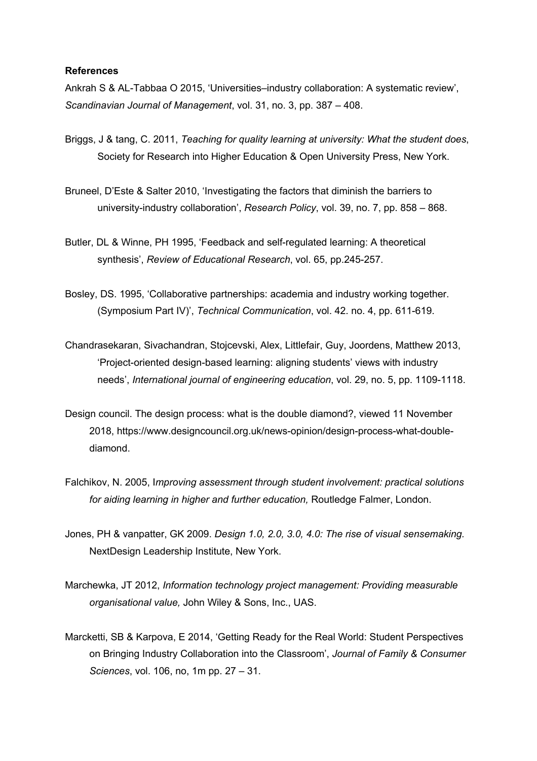**References**

Ankrah S & AL-Tabbaa O 2015, 'Universities–industry collaboration: A systematic review', *Scandinavian Journal of Management*, vol. 31, no. 3, pp. 387 – 408.

Briggs, J & tang, C. 2011, *Teaching for quality learning at university: What the student does*, Society for Research into Higher Education & Open University Press, New York.

Bruneel, D'Este & Salter 2010, 'Investigating the factors that diminish the barriers to university-industry collaboration', *Research Policy*, vol. 39, no. 7, pp. 858 – 868.

Butler, DL & Winne, PH 1995, 'Feedback and self-regulated learning: A theoretical synthesis', *Review of Educational Research*, vol. 65, pp.245-257.

Bosley, DS. 1995, 'Collaborative partnerships: academia and industry working together. (Symposium Part IV)', *Technical Communication*, vol. 42. no. 4, pp. 611-619.

Chandrasekaran, Sivachandran, Stojcevski, Alex, Littlefair, Guy, Joordens, Matthew 2013, 'Project-oriented design-based learning: aligning students' views with industry needs', *International journal of engineering education*, vol. 29, no. 5, pp. 1109-1118.

Design council. The design process: what is the double diamond?, viewed 11 November 2018, https://www.designcouncil.org.uk/news-opinion/design-process-what-double-diamond.

Falchikov, N. 2005, I*mproving assessment through student involvement: practical solutions for aiding learning in higher and further education,* Routledge Falmer, London.

Jones, PH & vanpatter, GK 2009. *Design 1.0, 2.0, 3.0, 4.0: The rise of visual sensemaking*. NextDesign Leadership Institute, New York.

Marchewka, JT 2012, *Information technology project management: Providing measurable organisational value,* John Wiley & Sons, Inc., UAS.

Marcketti, SB & Karpova, E 2014, 'Getting Ready for the Real World: Student Perspectives on Bringing Industry Collaboration into the Classroom', *Journal of Family & Consumer Sciences*, vol. 106, no, 1m pp. 27 – 31.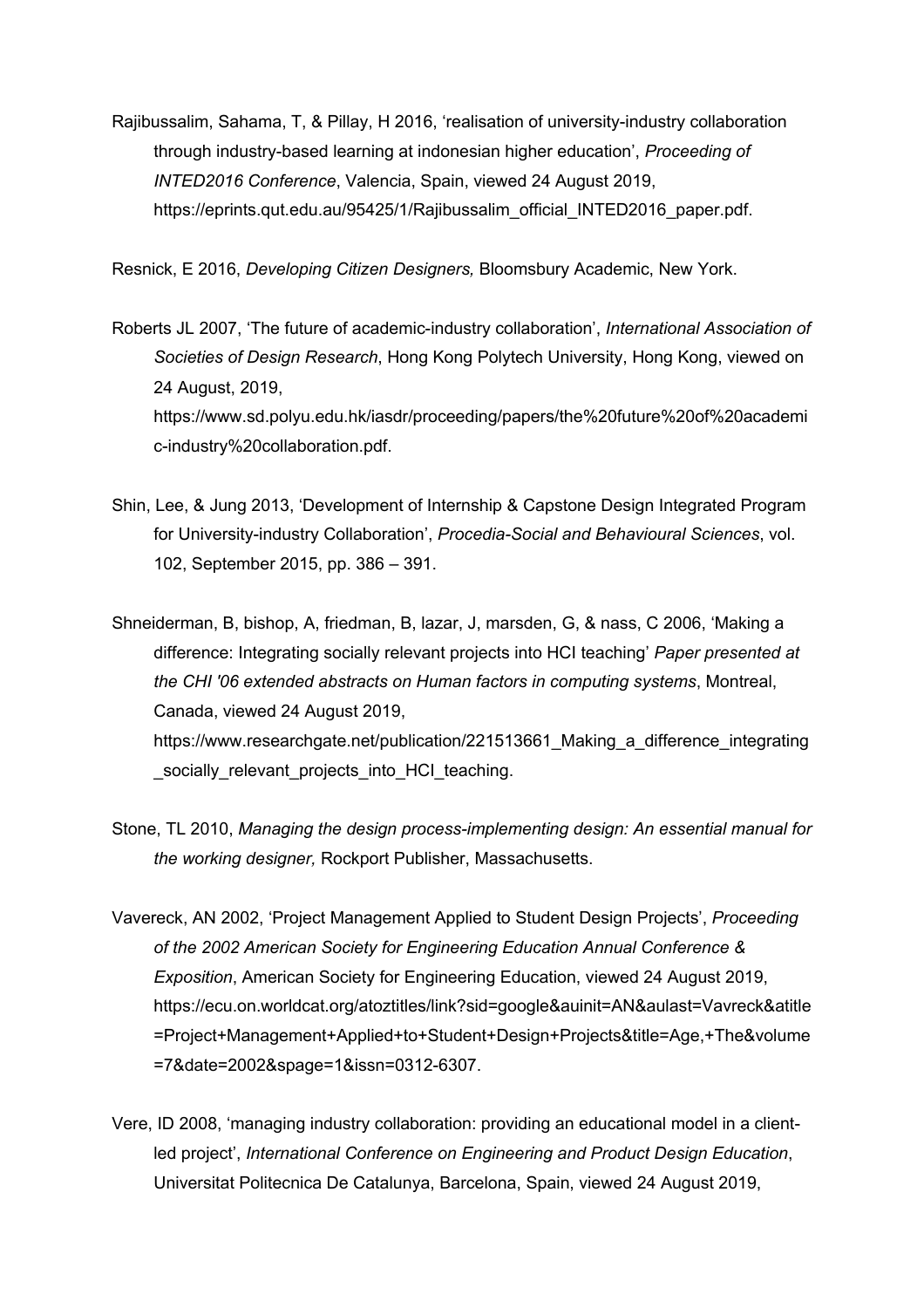Rajibussalim, Sahama, T, & Pillay, H 2016, 'realisation of university-industry collaboration through industry-based learning at indonesian higher education', *Proceeding of INTED2016 Conference*, Valencia, Spain, viewed 24 August 2019, https://eprints.qut.edu.au/95425/1/Rajibussalim_official_INTED2016_paper.pdf.

Resnick, E 2016, *Developing Citizen Designers,* Bloomsbury Academic, New York.

Roberts JL 2007, 'The future of academic-industry collaboration', *International Association of Societies of Design Research*, Hong Kong Polytech University, Hong Kong, viewed on 24 August, 2019, https://www.sd.polyu.edu.hk/iasdr/proceeding/papers/the%20future%20of%20academic-industry%20collaboration.pdf.

Shin, Lee, & Jung 2013, 'Development of Internship & Capstone Design Integrated Program for University-industry Collaboration', *Procedia-Social and Behavioural Sciences*, vol. 102, September 2015, pp. 386 – 391.

Shneiderman, B, bishop, A, friedman, B, lazar, J, marsden, G, & nass, C 2006, 'Making a difference: Integrating socially relevant projects into HCI teaching' *Paper presented at the CHI '06 extended abstracts on Human factors in computing systems*, Montreal, Canada, viewed 24 August 2019, https://www.researchgate.net/publication/221513661_Making_a_difference_integrating_socially_relevant_projects_into_HCI_teaching.

Stone, TL 2010, *Managing the design process-implementing design: An essential manual for the working designer,* Rockport Publisher, Massachusetts.

Vavereck, AN 2002, 'Project Management Applied to Student Design Projects', *Proceeding of the 2002 American Society for Engineering Education Annual Conference & Exposition*, American Society for Engineering Education, viewed 24 August 2019, https://ecu.on.worldcat.org/atoztitles/link?sid=google&auinit=AN&aulast=Vavreck&atitle=Project+Management+Applied+to+Student+Design+Projects&title=Age,+The&volume=7&date=2002&spage=1&issn=0312-6307.

Vere, ID 2008, 'managing industry collaboration: providing an educational model in a client-led project', *International Conference on Engineering and Product Design Education*, Universitat Politecnica De Catalunya, Barcelona, Spain, viewed 24 August 2019,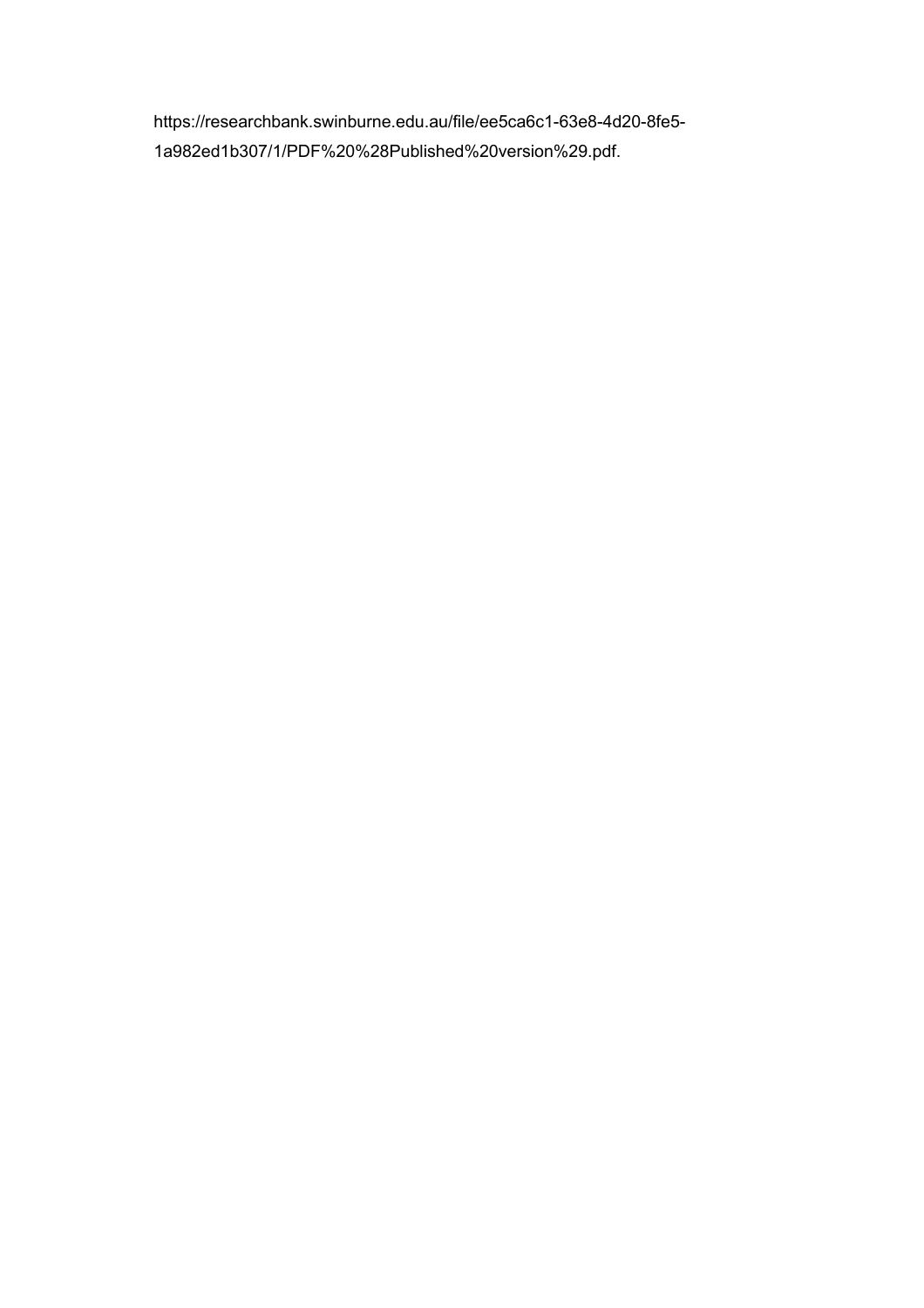https://researchbank.swinburne.edu.au/file/ee5ca6c1-63e8-4d20-8fe5-1a982ed1b307/1/PDF%20%28Published%20version%29.pdf.